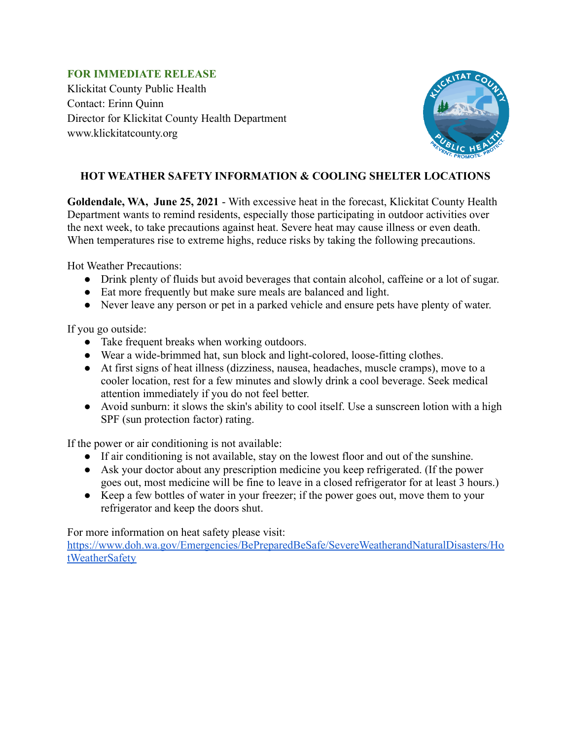**FOR IMMEDIATE RELEASE**

Klickitat County Public Health
Contact: Erinn Quinn
Director for Klickitat County Health Department
www.klickitatcounty.org

## HOT WEATHER SAFETY INFORMATION & COOLING SHELTER LOCATIONS

**Goldendale, WA, June 25, 2021** - With excessive heat in the forecast, Klickitat County Health Department wants to remind residents, especially those participating in outdoor activities over the next week, to take precautions against heat. Severe heat may cause illness or even death. When temperatures rise to extreme highs, reduce risks by taking the following precautions.

Hot Weather Precautions:

- Drink plenty of fluids but avoid beverages that contain alcohol, caffeine or a lot of sugar.
- Eat more frequently but make sure meals are balanced and light.
- Never leave any person or pet in a parked vehicle and ensure pets have plenty of water.

If you go outside:

- Take frequent breaks when working outdoors.
- Wear a wide-brimmed hat, sun block and light-colored, loose-fitting clothes.
- At first signs of heat illness (dizziness, nausea, headaches, muscle cramps), move to a cooler location, rest for a few minutes and slowly drink a cool beverage. Seek medical attention immediately if you do not feel better.
- Avoid sunburn: it slows the skin's ability to cool itself. Use a sunscreen lotion with a high SPF (sun protection factor) rating.

If the power or air conditioning is not available:

- If air conditioning is not available, stay on the lowest floor and out of the sunshine.
- Ask your doctor about any prescription medicine you keep refrigerated. (If the power goes out, most medicine will be fine to leave in a closed refrigerator for at least 3 hours.)
- Keep a few bottles of water in your freezer; if the power goes out, move them to your refrigerator and keep the doors shut.

For more information on heat safety please visit:
https://www.doh.wa.gov/Emergencies/BePreparedBeSafe/SevereWeatherandNaturalDisasters/HotWeatherSafety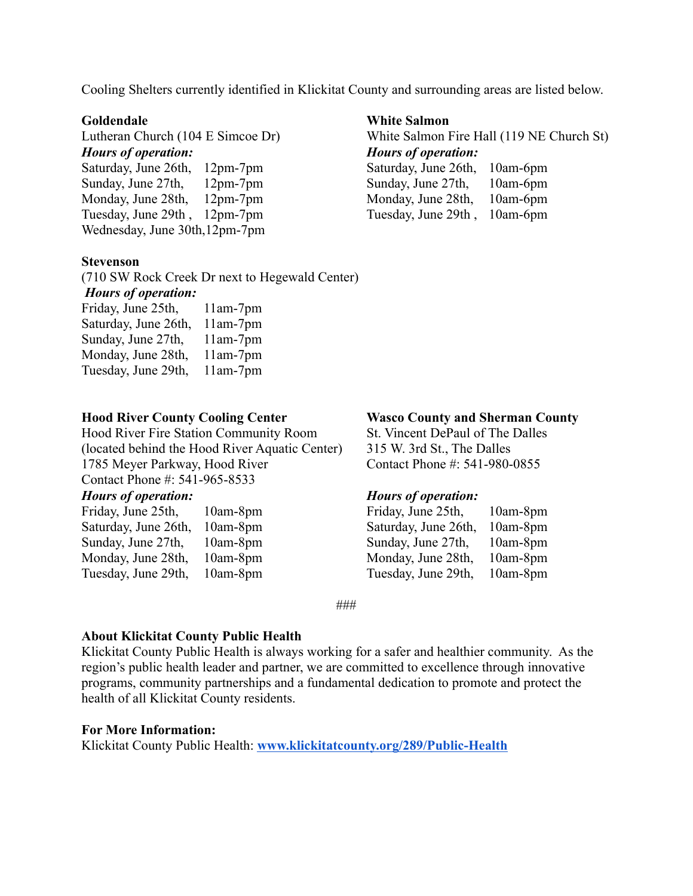Cooling Shelters currently identified in Klickitat County and surrounding areas are listed below.

**Goldendale**
Lutheran Church (104 E Simcoe Dr)
***Hours of operation:***
Saturday, June 26th, 12pm-7pm
Sunday, June 27th, 12pm-7pm
Monday, June 28th, 12pm-7pm
Tuesday, June 29th , 12pm-7pm
Wednesday, June 30th,12pm-7pm

**White Salmon**
White Salmon Fire Hall (119 NE Church St)
***Hours of operation:***
Saturday, June 26th, 10am-6pm
Sunday, June 27th, 10am-6pm
Monday, June 28th, 10am-6pm
Tuesday, June 29th , 10am-6pm

**Stevenson**
(710 SW Rock Creek Dr next to Hegewald Center)
***Hours of operation:***
Friday, June 25th, 11am-7pm
Saturday, June 26th, 11am-7pm
Sunday, June 27th, 11am-7pm
Monday, June 28th, 11am-7pm
Tuesday, June 29th, 11am-7pm

**Hood River County Cooling Center**
Hood River Fire Station Community Room
(located behind the Hood River Aquatic Center)
1785 Meyer Parkway, Hood River
Contact Phone #: 541-965-8533
***Hours of operation:***
Friday, June 25th, 10am-8pm
Saturday, June 26th, 10am-8pm
Sunday, June 27th, 10am-8pm
Monday, June 28th, 10am-8pm
Tuesday, June 29th, 10am-8pm

**Wasco County and Sherman County**
St. Vincent DePaul of The Dalles
315 W. 3rd St., The Dalles
Contact Phone #: 541-980-0855
***Hours of operation:***
Friday, June 25th, 10am-8pm
Saturday, June 26th, 10am-8pm
Sunday, June 27th, 10am-8pm
Monday, June 28th, 10am-8pm
Tuesday, June 29th, 10am-8pm

###

**About Klickitat County Public Health**
Klickitat County Public Health is always working for a safer and healthier community. As the region's public health leader and partner, we are committed to excellence through innovative programs, community partnerships and a fundamental dedication to promote and protect the health of all Klickitat County residents.

**For More Information:**
Klickitat County Public Health: **www.klickitatcounty.org/289/Public-Health**